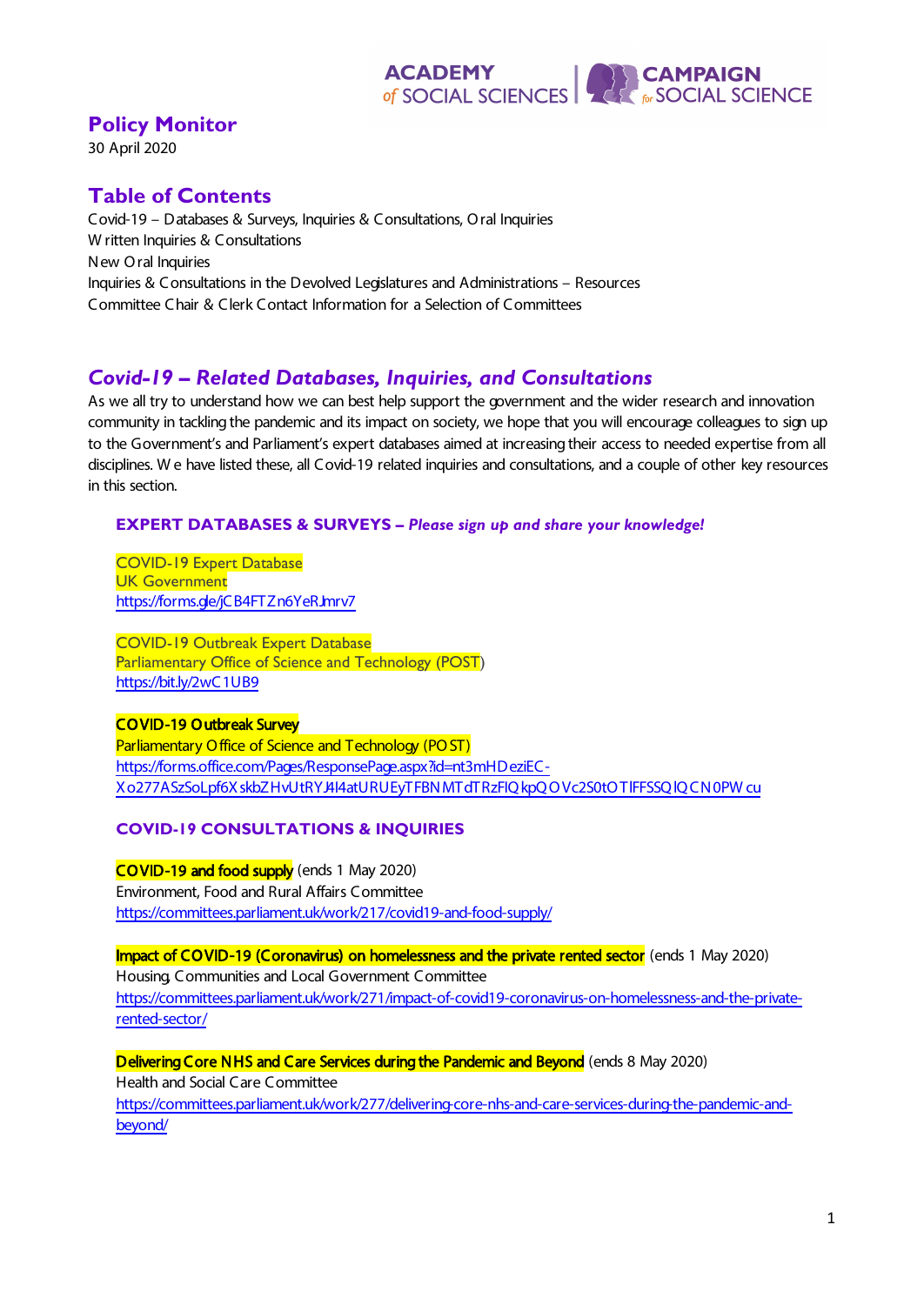ACADEMY of SOCIAL SCIENCES | CAMPAIGN for SOCIAL SCIENCE

# Policy Monitor

30 April 2020

## Table of Contents

Covid-19 – Databases & Surveys, Inquiries & Consultations, Oral Inquiries
Written Inquiries & Consultations
New Oral Inquiries
Inquiries & Consultations in the Devolved Legislatures and Administrations – Resources
Committee Chair & Clerk Contact Information for a Selection of Committees

## *Covid-19 – Related Databases, Inquiries, and Consultations*

As we all try to understand how we can best help support the government and the wider research and innovation community in tackling the pandemic and its impact on society, we hope that you will encourage colleagues to sign up to the Government's and Parliament's expert databases aimed at increasing their access to needed expertise from all disciplines. We have listed these, all Covid-19 related inquiries and consultations, and a couple of other key resources in this section.

### EXPERT DATABASES & SURVEYS – *Please sign up and share your knowledge!*

COVID-19 Expert Database
UK Government
https://forms.gle/jCB4FTZn6YeRJmrv7

COVID-19 Outbreak Expert Database
Parliamentary Office of Science and Technology (POST)
https://bit.ly/2wC1UB9

**COVID-19 Outbreak Survey**
Parliamentary Office of Science and Technology (POST)
https://forms.office.com/Pages/ResponsePage.aspx?id=nt3mHDeziEC-Xo277ASzSoLpf6XskbZHvUtRYJ4I4atURUEyTFBNMTdTRzFIQkpQOVc2S0tOTlFFSSQlQCN0PWcu

### COVID-19 CONSULTATIONS & INQUIRIES

**COVID-19 and food supply** (ends 1 May 2020)
Environment, Food and Rural Affairs Committee
https://committees.parliament.uk/work/217/covid19-and-food-supply/

**Impact of COVID-19 (Coronavirus) on homelessness and the private rented sector** (ends 1 May 2020)
Housing, Communities and Local Government Committee
https://committees.parliament.uk/work/271/impact-of-covid19-coronavirus-on-homelessness-and-the-private-rented-sector/

**Delivering Core NHS and Care Services during the Pandemic and Beyond** (ends 8 May 2020)
Health and Social Care Committee
https://committees.parliament.uk/work/277/delivering-core-nhs-and-care-services-during-the-pandemic-and-beyond/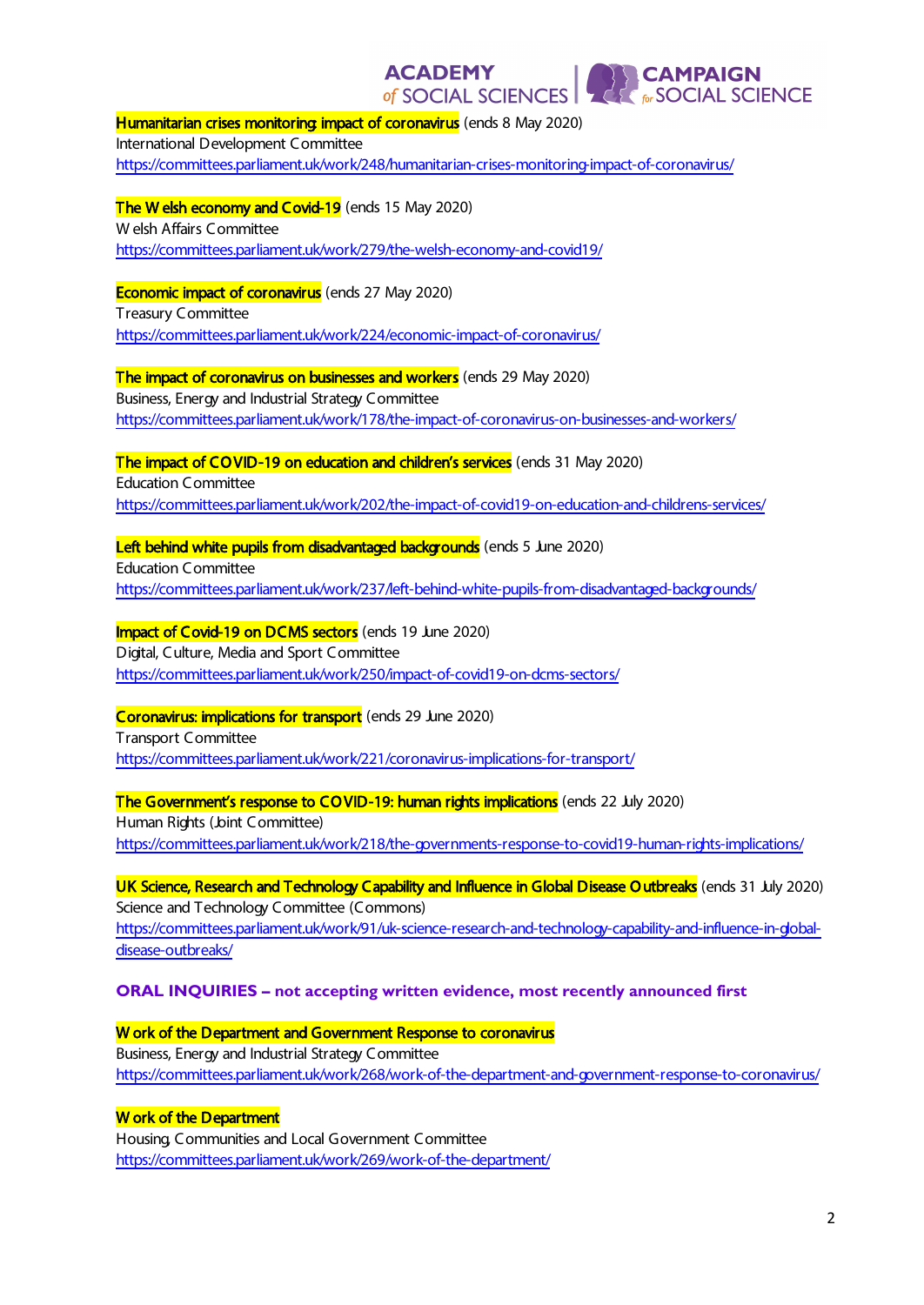**Humanitarian crises monitoring: impact of coronavirus** (ends 8 May 2020)
International Development Committee
https://committees.parliament.uk/work/248/humanitarian-crises-monitoring-impact-of-coronavirus/

**The Welsh economy and Covid-19** (ends 15 May 2020)
Welsh Affairs Committee
https://committees.parliament.uk/work/279/the-welsh-economy-and-covid19/

**Economic impact of coronavirus** (ends 27 May 2020)
Treasury Committee
https://committees.parliament.uk/work/224/economic-impact-of-coronavirus/

**The impact of coronavirus on businesses and workers** (ends 29 May 2020)
Business, Energy and Industrial Strategy Committee
https://committees.parliament.uk/work/178/the-impact-of-coronavirus-on-businesses-and-workers/

**The impact of COVID-19 on education and children's services** (ends 31 May 2020)
Education Committee
https://committees.parliament.uk/work/202/the-impact-of-covid19-on-education-and-childrens-services/

**Left behind white pupils from disadvantaged backgrounds** (ends 5 June 2020)
Education Committee
https://committees.parliament.uk/work/237/left-behind-white-pupils-from-disadvantaged-backgrounds/

**Impact of Covid-19 on DCMS sectors** (ends 19 June 2020)
Digital, Culture, Media and Sport Committee
https://committees.parliament.uk/work/250/impact-of-covid19-on-dcms-sectors/

**Coronavirus: implications for transport** (ends 29 June 2020)
Transport Committee
https://committees.parliament.uk/work/221/coronavirus-implications-for-transport/

**The Government's response to COVID-19: human rights implications** (ends 22 July 2020)
Human Rights (Joint Committee)
https://committees.parliament.uk/work/218/the-governments-response-to-covid19-human-rights-implications/

**UK Science, Research and Technology Capability and Influence in Global Disease Outbreaks** (ends 31 July 2020)
Science and Technology Committee (Commons)
https://committees.parliament.uk/work/91/uk-science-research-and-technology-capability-and-influence-in-global-disease-outbreaks/

## ORAL INQUIRIES – not accepting written evidence, most recently announced first

**Work of the Department and Government Response to coronavirus**
Business, Energy and Industrial Strategy Committee
https://committees.parliament.uk/work/268/work-of-the-department-and-government-response-to-coronavirus/

**Work of the Department**
Housing, Communities and Local Government Committee
https://committees.parliament.uk/work/269/work-of-the-department/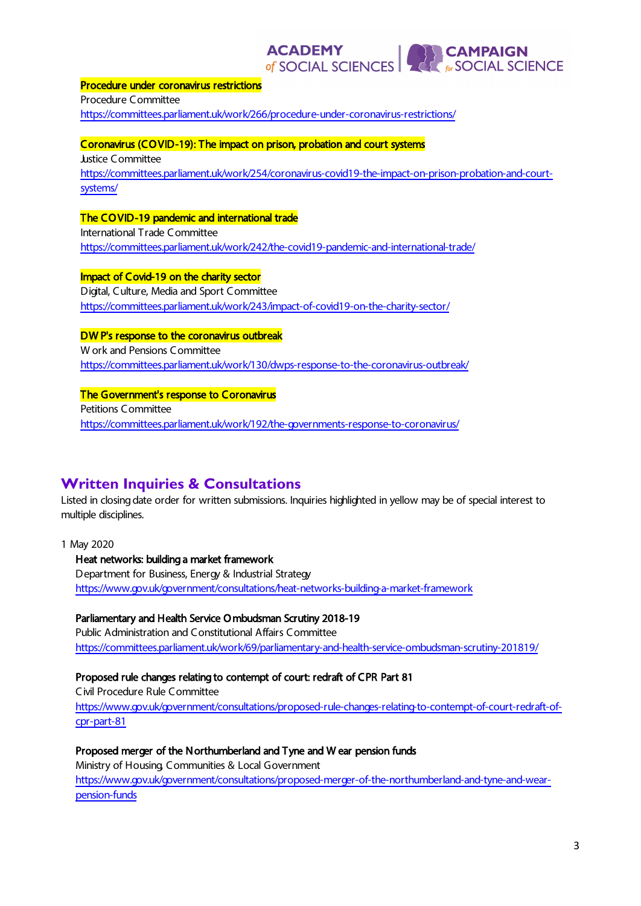**Procedure under coronavirus restrictions**
Procedure Committee
https://committees.parliament.uk/work/266/procedure-under-coronavirus-restrictions/

**Coronavirus (COVID-19): The impact on prison, probation and court systems**
Justice Committee
https://committees.parliament.uk/work/254/coronavirus-covid19-the-impact-on-prison-probation-and-court-systems/

**The COVID-19 pandemic and international trade**
International Trade Committee
https://committees.parliament.uk/work/242/the-covid19-pandemic-and-international-trade/

**Impact of Covid-19 on the charity sector**
Digital, Culture, Media and Sport Committee
https://committees.parliament.uk/work/243/impact-of-covid19-on-the-charity-sector/

**DWP's response to the coronavirus outbreak**
Work and Pensions Committee
https://committees.parliament.uk/work/130/dwps-response-to-the-coronavirus-outbreak/

**The Government's response to Coronavirus**
Petitions Committee
https://committees.parliament.uk/work/192/the-governments-response-to-coronavirus/

## Written Inquiries & Consultations

Listed in closing date order for written submissions. Inquiries highlighted in yellow may be of special interest to multiple disciplines.

1 May 2020

**Heat networks: building a market framework**
Department for Business, Energy & Industrial Strategy
https://www.gov.uk/government/consultations/heat-networks-building-a-market-framework

**Parliamentary and Health Service Ombudsman Scrutiny 2018-19**
Public Administration and Constitutional Affairs Committee
https://committees.parliament.uk/work/69/parliamentary-and-health-service-ombudsman-scrutiny-201819/

**Proposed rule changes relating to contempt of court: redraft of CPR Part 81**
Civil Procedure Rule Committee
https://www.gov.uk/government/consultations/proposed-rule-changes-relating-to-contempt-of-court-redraft-of-cpr-part-81

**Proposed merger of the Northumberland and Tyne and Wear pension funds**
Ministry of Housing, Communities & Local Government
https://www.gov.uk/government/consultations/proposed-merger-of-the-northumberland-and-tyne-and-wear-pension-funds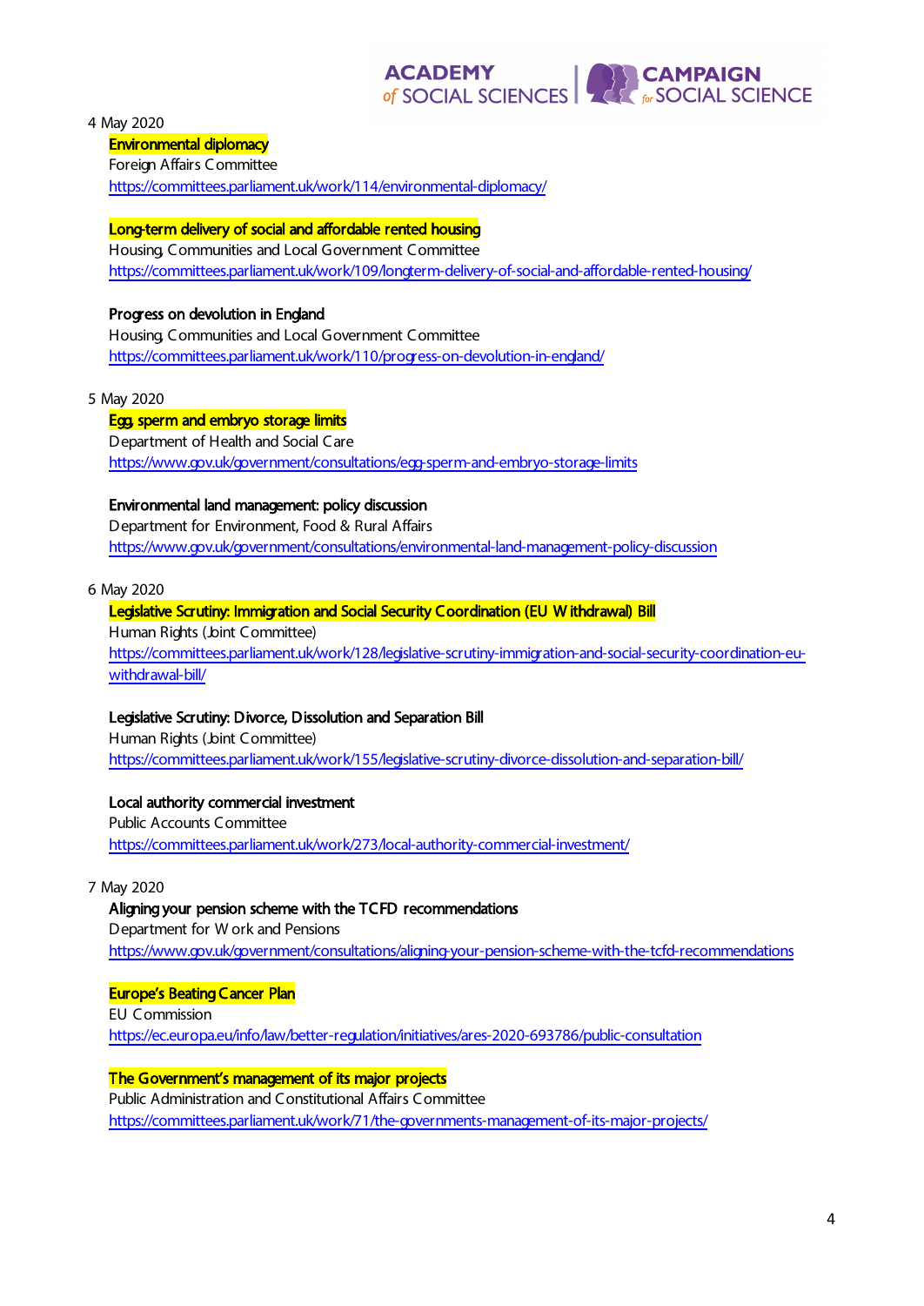4 May 2020

**Environmental diplomacy**
Foreign Affairs Committee
https://committees.parliament.uk/work/114/environmental-diplomacy/

**Long-term delivery of social and affordable rented housing**
Housing, Communities and Local Government Committee
https://committees.parliament.uk/work/109/longterm-delivery-of-social-and-affordable-rented-housing/

**Progress on devolution in England**
Housing, Communities and Local Government Committee
https://committees.parliament.uk/work/110/progress-on-devolution-in-england/

5 May 2020

**Egg, sperm and embryo storage limits**
Department of Health and Social Care
https://www.gov.uk/government/consultations/egg-sperm-and-embryo-storage-limits

**Environmental land management: policy discussion**
Department for Environment, Food & Rural Affairs
https://www.gov.uk/government/consultations/environmental-land-management-policy-discussion

6 May 2020

**Legislative Scrutiny: Immigration and Social Security Coordination (EU Withdrawal) Bill**
Human Rights (Joint Committee)
https://committees.parliament.uk/work/128/legislative-scrutiny-immigration-and-social-security-coordination-eu-withdrawal-bill/

**Legislative Scrutiny: Divorce, Dissolution and Separation Bill**
Human Rights (Joint Committee)
https://committees.parliament.uk/work/155/legislative-scrutiny-divorce-dissolution-and-separation-bill/

**Local authority commercial investment**
Public Accounts Committee
https://committees.parliament.uk/work/273/local-authority-commercial-investment/

7 May 2020

**Aligning your pension scheme with the TCFD recommendations**
Department for Work and Pensions
https://www.gov.uk/government/consultations/aligning-your-pension-scheme-with-the-tcfd-recommendations

**Europe's Beating Cancer Plan**
EU Commission
https://ec.europa.eu/info/law/better-regulation/initiatives/ares-2020-693786/public-consultation

**The Government's management of its major projects**
Public Administration and Constitutional Affairs Committee
https://committees.parliament.uk/work/71/the-governments-management-of-its-major-projects/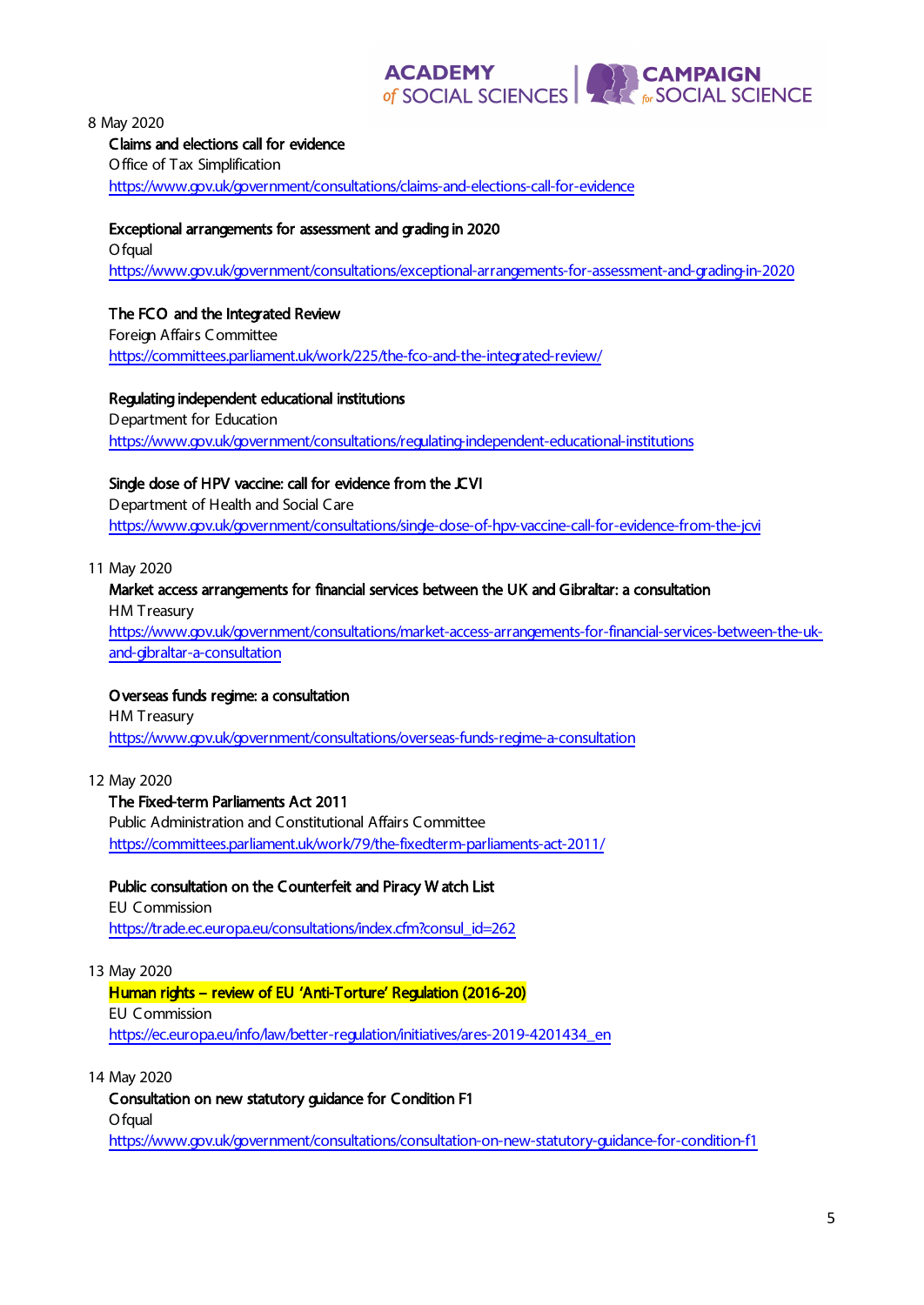8 May 2020

**Claims and elections call for evidence**
Office of Tax Simplification
https://www.gov.uk/government/consultations/claims-and-elections-call-for-evidence

**Exceptional arrangements for assessment and grading in 2020**
Ofqual
https://www.gov.uk/government/consultations/exceptional-arrangements-for-assessment-and-grading-in-2020

**The FCO and the Integrated Review**
Foreign Affairs Committee
https://committees.parliament.uk/work/225/the-fco-and-the-integrated-review/

**Regulating independent educational institutions**
Department for Education
https://www.gov.uk/government/consultations/regulating-independent-educational-institutions

**Single dose of HPV vaccine: call for evidence from the JCVI**
Department of Health and Social Care
https://www.gov.uk/government/consultations/single-dose-of-hpv-vaccine-call-for-evidence-from-the-jcvi

11 May 2020

**Market access arrangements for financial services between the UK and Gibraltar: a consultation**
HM Treasury
https://www.gov.uk/government/consultations/market-access-arrangements-for-financial-services-between-the-uk-and-gibraltar-a-consultation

**Overseas funds regime: a consultation**
HM Treasury
https://www.gov.uk/government/consultations/overseas-funds-regime-a-consultation

12 May 2020

**The Fixed-term Parliaments Act 2011**
Public Administration and Constitutional Affairs Committee
https://committees.parliament.uk/work/79/the-fixedterm-parliaments-act-2011/

**Public consultation on the Counterfeit and Piracy Watch List**
EU Commission
https://trade.ec.europa.eu/consultations/index.cfm?consul_id=262

13 May 2020

**Human rights – review of EU 'Anti-Torture' Regulation (2016-20)**
EU Commission
https://ec.europa.eu/info/law/better-regulation/initiatives/ares-2019-4201434_en

14 May 2020

**Consultation on new statutory guidance for Condition F1**
Ofqual
https://www.gov.uk/government/consultations/consultation-on-new-statutory-guidance-for-condition-f1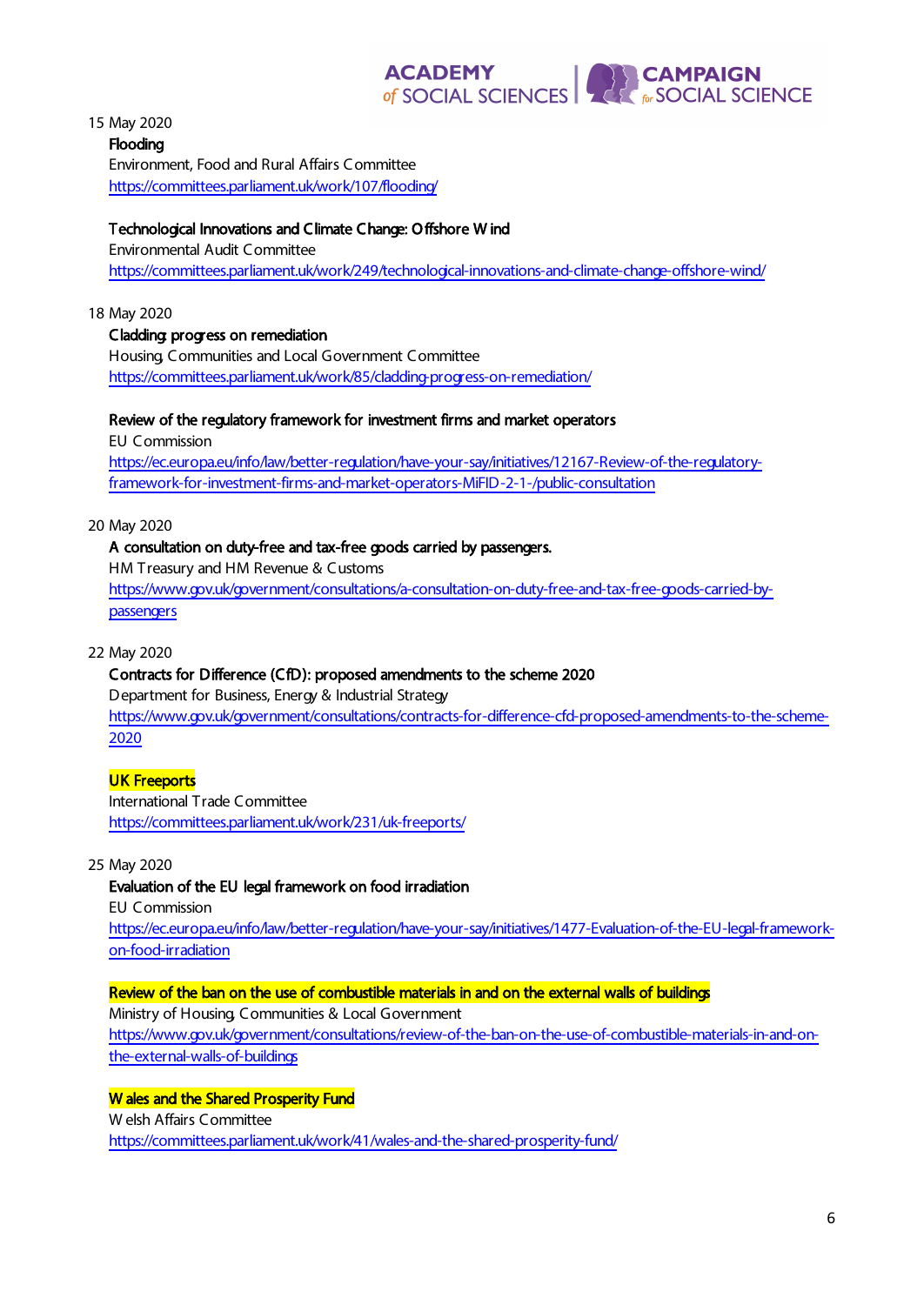15 May 2020

**Flooding**
Environment, Food and Rural Affairs Committee
https://committees.parliament.uk/work/107/flooding/

**Technological Innovations and Climate Change: Offshore Wind**
Environmental Audit Committee
https://committees.parliament.uk/work/249/technological-innovations-and-climate-change-offshore-wind/

18 May 2020

**Cladding: progress on remediation**
Housing, Communities and Local Government Committee
https://committees.parliament.uk/work/85/cladding-progress-on-remediation/

**Review of the regulatory framework for investment firms and market operators**
EU Commission
https://ec.europa.eu/info/law/better-regulation/have-your-say/initiatives/12167-Review-of-the-regulatory-framework-for-investment-firms-and-market-operators-MiFID-2-1-/public-consultation

20 May 2020

**A consultation on duty-free and tax-free goods carried by passengers.**
HM Treasury and HM Revenue & Customs
https://www.gov.uk/government/consultations/a-consultation-on-duty-free-and-tax-free-goods-carried-by-passengers

22 May 2020

**Contracts for Difference (CfD): proposed amendments to the scheme 2020**
Department for Business, Energy & Industrial Strategy
https://www.gov.uk/government/consultations/contracts-for-difference-cfd-proposed-amendments-to-the-scheme-2020

**UK Freeports**
International Trade Committee
https://committees.parliament.uk/work/231/uk-freeports/

25 May 2020

**Evaluation of the EU legal framework on food irradiation**
EU Commission
https://ec.europa.eu/info/law/better-regulation/have-your-say/initiatives/1477-Evaluation-of-the-EU-legal-framework-on-food-irradiation

**Review of the ban on the use of combustible materials in and on the external walls of buildings**
Ministry of Housing, Communities & Local Government
https://www.gov.uk/government/consultations/review-of-the-ban-on-the-use-of-combustible-materials-in-and-on-the-external-walls-of-buildings

**Wales and the Shared Prosperity Fund**
Welsh Affairs Committee
https://committees.parliament.uk/work/41/wales-and-the-shared-prosperity-fund/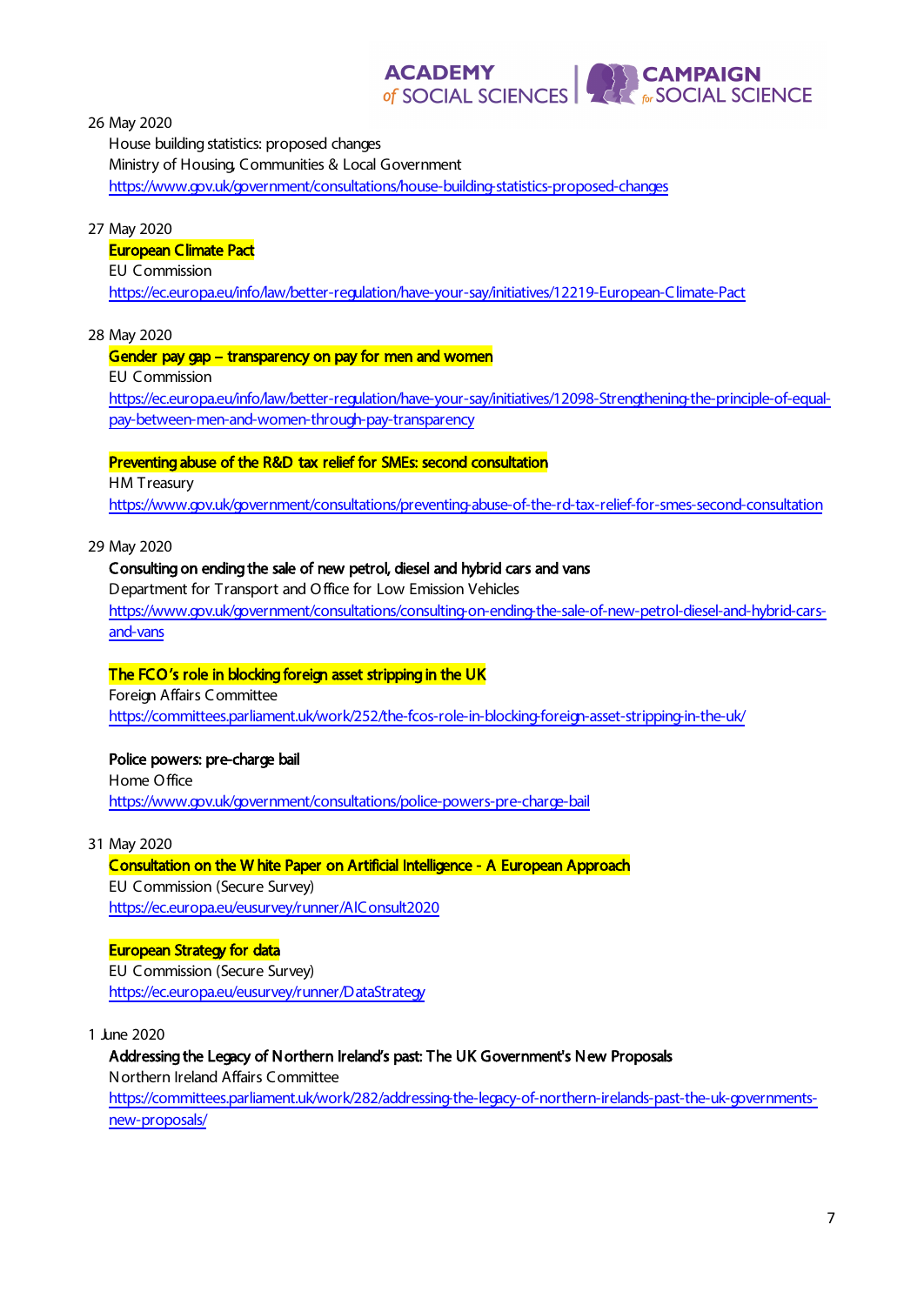26 May 2020

House building statistics: proposed changes
Ministry of Housing, Communities & Local Government
https://www.gov.uk/government/consultations/house-building-statistics-proposed-changes

27 May 2020

**European Climate Pact**
EU Commission
https://ec.europa.eu/info/law/better-regulation/have-your-say/initiatives/12219-European-Climate-Pact

28 May 2020

**Gender pay gap – transparency on pay for men and women**
EU Commission
https://ec.europa.eu/info/law/better-regulation/have-your-say/initiatives/12098-Strengthening-the-principle-of-equal-pay-between-men-and-women-through-pay-transparency

**Preventing abuse of the R&D tax relief for SMEs: second consultation**
HM Treasury
https://www.gov.uk/government/consultations/preventing-abuse-of-the-rd-tax-relief-for-smes-second-consultation

29 May 2020

**Consulting on ending the sale of new petrol, diesel and hybrid cars and vans**
Department for Transport and Office for Low Emission Vehicles
https://www.gov.uk/government/consultations/consulting-on-ending-the-sale-of-new-petrol-diesel-and-hybrid-cars-and-vans

**The FCO's role in blocking foreign asset stripping in the UK**
Foreign Affairs Committee
https://committees.parliament.uk/work/252/the-fcos-role-in-blocking-foreign-asset-stripping-in-the-uk/

**Police powers: pre-charge bail**
Home Office
https://www.gov.uk/government/consultations/police-powers-pre-charge-bail

31 May 2020

**Consultation on the White Paper on Artificial Intelligence - A European Approach**
EU Commission (Secure Survey)
https://ec.europa.eu/eusurvey/runner/AIConsult2020

**European Strategy for data**
EU Commission (Secure Survey)
https://ec.europa.eu/eusurvey/runner/DataStrategy

1 June 2020

**Addressing the Legacy of Northern Ireland's past: The UK Government's New Proposals**
Northern Ireland Affairs Committee
https://committees.parliament.uk/work/282/addressing-the-legacy-of-northern-irelands-past-the-uk-governments-new-proposals/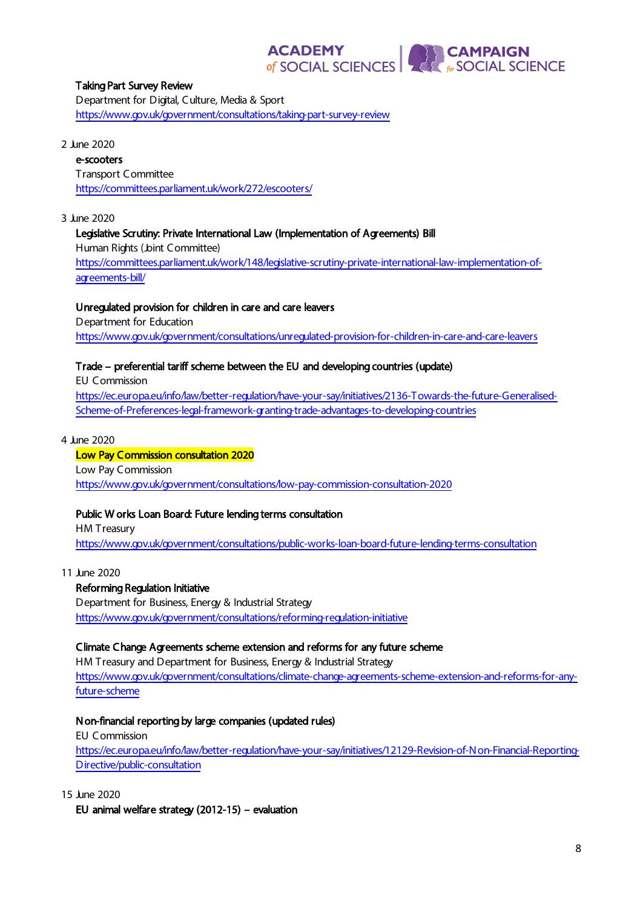**Taking Part Survey Review**
Department for Digital, Culture, Media & Sport
https://www.gov.uk/government/consultations/taking-part-survey-review

2 June 2020

**e-scooters**
Transport Committee
https://committees.parliament.uk/work/272/escooters/

3 June 2020

**Legislative Scrutiny: Private International Law (Implementation of Agreements) Bill**
Human Rights (Joint Committee)
https://committees.parliament.uk/work/148/legislative-scrutiny-private-international-law-implementation-of-agreements-bill/

**Unregulated provision for children in care and care leavers**
Department for Education
https://www.gov.uk/government/consultations/unregulated-provision-for-children-in-care-and-care-leavers

**Trade – preferential tariff scheme between the EU and developing countries (update)**
EU Commission
https://ec.europa.eu/info/law/better-regulation/have-your-say/initiatives/2136-Towards-the-future-Generalised-Scheme-of-Preferences-legal-framework-granting-trade-advantages-to-developing-countries

4 June 2020

**Low Pay Commission consultation 2020**
Low Pay Commission
https://www.gov.uk/government/consultations/low-pay-commission-consultation-2020

**Public Works Loan Board: Future lending terms consultation**
HM Treasury
https://www.gov.uk/government/consultations/public-works-loan-board-future-lending-terms-consultation

11 June 2020

**Reforming Regulation Initiative**
Department for Business, Energy & Industrial Strategy
https://www.gov.uk/government/consultations/reforming-regulation-initiative

**Climate Change Agreements scheme extension and reforms for any future scheme**
HM Treasury and Department for Business, Energy & Industrial Strategy
https://www.gov.uk/government/consultations/climate-change-agreements-scheme-extension-and-reforms-for-any-future-scheme

**Non-financial reporting by large companies (updated rules)**
EU Commission
https://ec.europa.eu/info/law/better-regulation/have-your-say/initiatives/12129-Revision-of-Non-Financial-Reporting-Directive/public-consultation

15 June 2020

**EU animal welfare strategy (2012-15) – evaluation**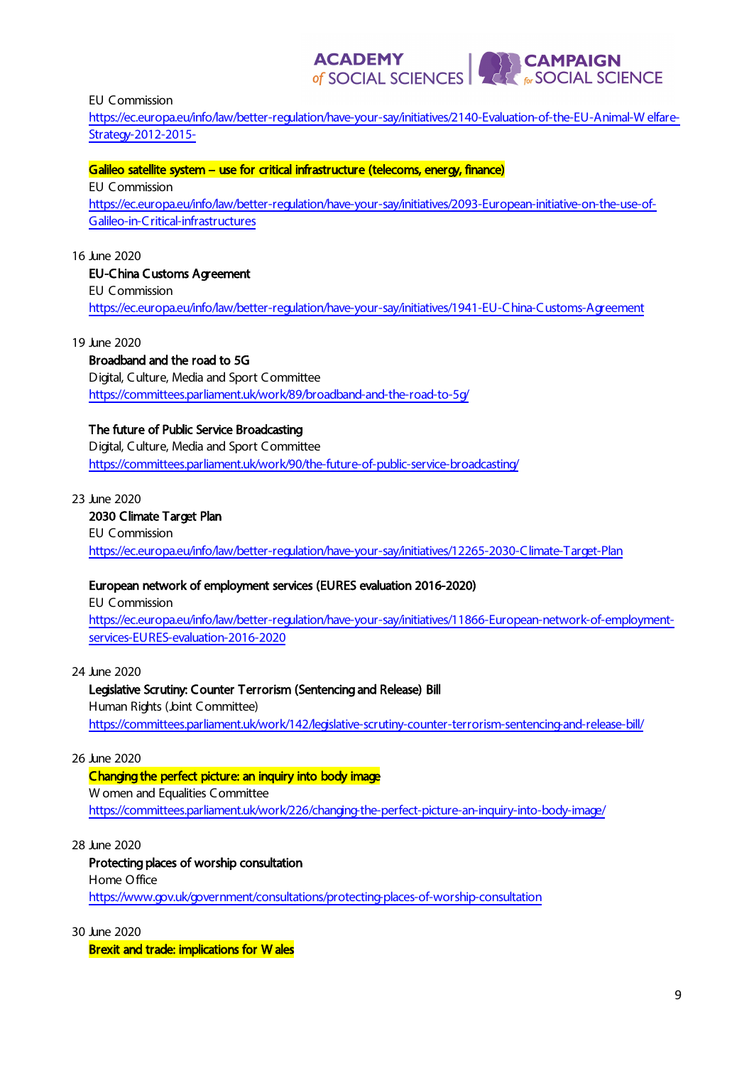EU Commission
https://ec.europa.eu/info/law/better-regulation/have-your-say/initiatives/2140-Evaluation-of-the-EU-Animal-Welfare-Strategy-2012-2015-

**Galileo satellite system – use for critical infrastructure (telecoms, energy, finance)**
EU Commission
https://ec.europa.eu/info/law/better-regulation/have-your-say/initiatives/2093-European-initiative-on-the-use-of-Galileo-in-Critical-infrastructures

16 June 2020

**EU-China Customs Agreement**
EU Commission
https://ec.europa.eu/info/law/better-regulation/have-your-say/initiatives/1941-EU-China-Customs-Agreement

19 June 2020

**Broadband and the road to 5G**
Digital, Culture, Media and Sport Committee
https://committees.parliament.uk/work/89/broadband-and-the-road-to-5g/

**The future of Public Service Broadcasting**
Digital, Culture, Media and Sport Committee
https://committees.parliament.uk/work/90/the-future-of-public-service-broadcasting/

23 June 2020

**2030 Climate Target Plan**
EU Commission
https://ec.europa.eu/info/law/better-regulation/have-your-say/initiatives/12265-2030-Climate-Target-Plan

**European network of employment services (EURES evaluation 2016-2020)**
EU Commission
https://ec.europa.eu/info/law/better-regulation/have-your-say/initiatives/11866-European-network-of-employment-services-EURES-evaluation-2016-2020

24 June 2020

**Legislative Scrutiny: Counter Terrorism (Sentencing and Release) Bill**
Human Rights (Joint Committee)
https://committees.parliament.uk/work/142/legislative-scrutiny-counter-terrorism-sentencing-and-release-bill/

26 June 2020

**Changing the perfect picture: an inquiry into body image**
Women and Equalities Committee
https://committees.parliament.uk/work/226/changing-the-perfect-picture-an-inquiry-into-body-image/

28 June 2020

**Protecting places of worship consultation**
Home Office
https://www.gov.uk/government/consultations/protecting-places-of-worship-consultation

30 June 2020

**Brexit and trade: implications for Wales**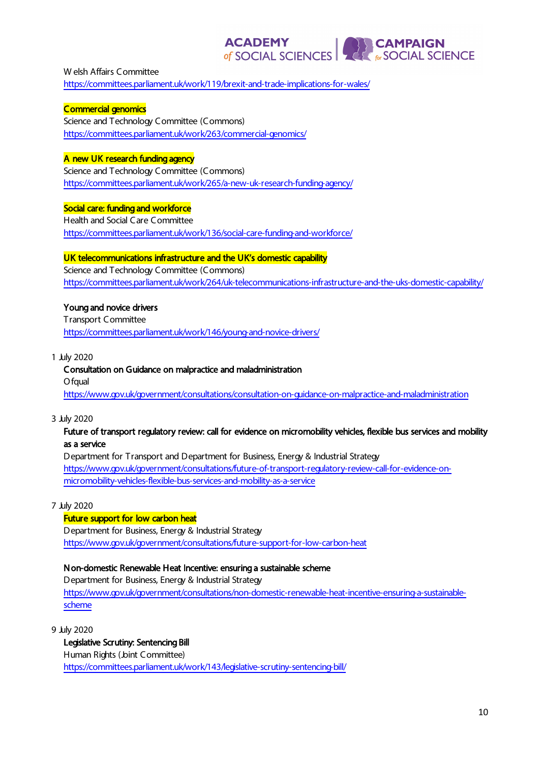Welsh Affairs Committee
https://committees.parliament.uk/work/119/brexit-and-trade-implications-for-wales/

**Commercial genomics**
Science and Technology Committee (Commons)
https://committees.parliament.uk/work/263/commercial-genomics/

**A new UK research funding agency**
Science and Technology Committee (Commons)
https://committees.parliament.uk/work/265/a-new-uk-research-funding-agency/

**Social care: funding and workforce**
Health and Social Care Committee
https://committees.parliament.uk/work/136/social-care-funding-and-workforce/

**UK telecommunications infrastructure and the UK's domestic capability**
Science and Technology Committee (Commons)
https://committees.parliament.uk/work/264/uk-telecommunications-infrastructure-and-the-uks-domestic-capability/

**Young and novice drivers**
Transport Committee
https://committees.parliament.uk/work/146/young-and-novice-drivers/

1 July 2020

**Consultation on Guidance on malpractice and maladministration**
Ofqual
https://www.gov.uk/government/consultations/consultation-on-guidance-on-malpractice-and-maladministration

3 July 2020

**Future of transport regulatory review: call for evidence on micromobility vehicles, flexible bus services and mobility as a service**
Department for Transport and Department for Business, Energy & Industrial Strategy
https://www.gov.uk/government/consultations/future-of-transport-regulatory-review-call-for-evidence-on-micromobility-vehicles-flexible-bus-services-and-mobility-as-a-service

7 July 2020

**Future support for low carbon heat**
Department for Business, Energy & Industrial Strategy
https://www.gov.uk/government/consultations/future-support-for-low-carbon-heat

**Non-domestic Renewable Heat Incentive: ensuring a sustainable scheme**
Department for Business, Energy & Industrial Strategy
https://www.gov.uk/government/consultations/non-domestic-renewable-heat-incentive-ensuring-a-sustainable-scheme

9 July 2020

**Legislative Scrutiny: Sentencing Bill**
Human Rights (Joint Committee)
https://committees.parliament.uk/work/143/legislative-scrutiny-sentencing-bill/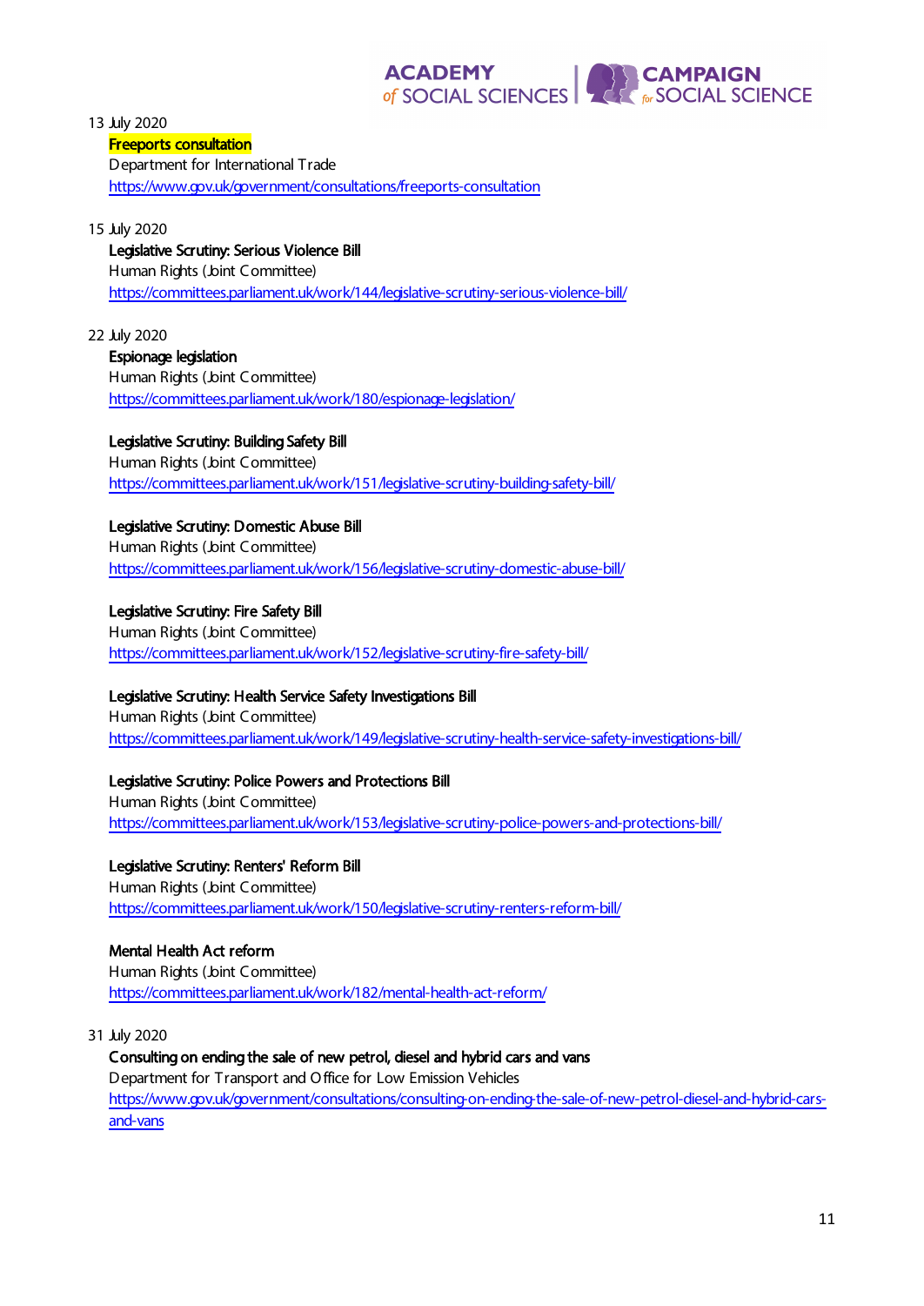13 July 2020

**Freeports consultation**
Department for International Trade
https://www.gov.uk/government/consultations/freeports-consultation

15 July 2020

**Legislative Scrutiny: Serious Violence Bill**
Human Rights (Joint Committee)
https://committees.parliament.uk/work/144/legislative-scrutiny-serious-violence-bill/

22 July 2020

**Espionage legislation**
Human Rights (Joint Committee)
https://committees.parliament.uk/work/180/espionage-legislation/

**Legislative Scrutiny: Building Safety Bill**
Human Rights (Joint Committee)
https://committees.parliament.uk/work/151/legislative-scrutiny-building-safety-bill/

**Legislative Scrutiny: Domestic Abuse Bill**
Human Rights (Joint Committee)
https://committees.parliament.uk/work/156/legislative-scrutiny-domestic-abuse-bill/

**Legislative Scrutiny: Fire Safety Bill**
Human Rights (Joint Committee)
https://committees.parliament.uk/work/152/legislative-scrutiny-fire-safety-bill/

**Legislative Scrutiny: Health Service Safety Investigations Bill**
Human Rights (Joint Committee)
https://committees.parliament.uk/work/149/legislative-scrutiny-health-service-safety-investigations-bill/

**Legislative Scrutiny: Police Powers and Protections Bill**
Human Rights (Joint Committee)
https://committees.parliament.uk/work/153/legislative-scrutiny-police-powers-and-protections-bill/

**Legislative Scrutiny: Renters' Reform Bill**
Human Rights (Joint Committee)
https://committees.parliament.uk/work/150/legislative-scrutiny-renters-reform-bill/

**Mental Health Act reform**
Human Rights (Joint Committee)
https://committees.parliament.uk/work/182/mental-health-act-reform/

31 July 2020

**Consulting on ending the sale of new petrol, diesel and hybrid cars and vans**
Department for Transport and Office for Low Emission Vehicles
https://www.gov.uk/government/consultations/consulting-on-ending-the-sale-of-new-petrol-diesel-and-hybrid-cars-and-vans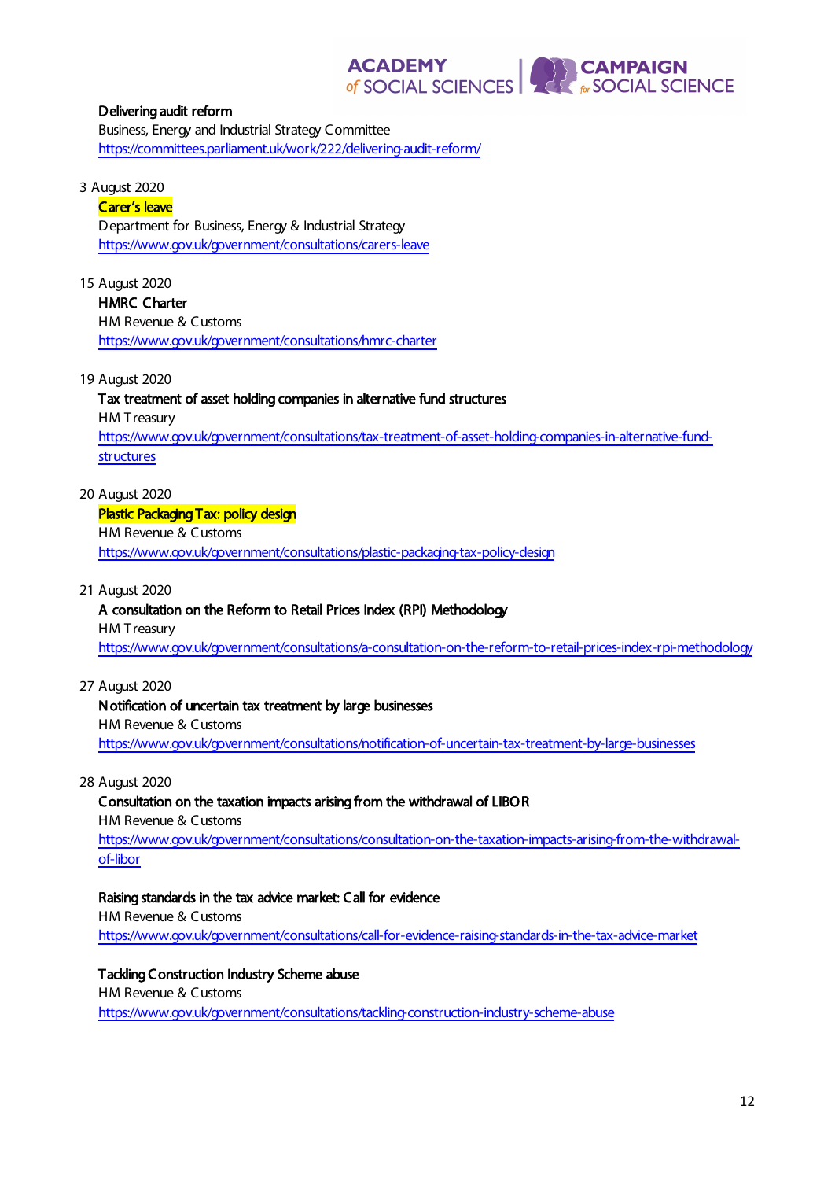**Delivering audit reform**
Business, Energy and Industrial Strategy Committee
https://committees.parliament.uk/work/222/delivering-audit-reform/

3 August 2020

**Carer's leave**
Department for Business, Energy & Industrial Strategy
https://www.gov.uk/government/consultations/carers-leave

15 August 2020

**HMRC Charter**
HM Revenue & Customs
https://www.gov.uk/government/consultations/hmrc-charter

19 August 2020

**Tax treatment of asset holding companies in alternative fund structures**
HM Treasury
https://www.gov.uk/government/consultations/tax-treatment-of-asset-holding-companies-in-alternative-fund-structures

20 August 2020

**Plastic Packaging Tax: policy design**
HM Revenue & Customs
https://www.gov.uk/government/consultations/plastic-packaging-tax-policy-design

21 August 2020

**A consultation on the Reform to Retail Prices Index (RPI) Methodology**
HM Treasury
https://www.gov.uk/government/consultations/a-consultation-on-the-reform-to-retail-prices-index-rpi-methodology

27 August 2020

**Notification of uncertain tax treatment by large businesses**
HM Revenue & Customs
https://www.gov.uk/government/consultations/notification-of-uncertain-tax-treatment-by-large-businesses

28 August 2020

**Consultation on the taxation impacts arising from the withdrawal of LIBOR**
HM Revenue & Customs
https://www.gov.uk/government/consultations/consultation-on-the-taxation-impacts-arising-from-the-withdrawal-of-libor

**Raising standards in the tax advice market: Call for evidence**
HM Revenue & Customs
https://www.gov.uk/government/consultations/call-for-evidence-raising-standards-in-the-tax-advice-market

**Tackling Construction Industry Scheme abuse**
HM Revenue & Customs
https://www.gov.uk/government/consultations/tackling-construction-industry-scheme-abuse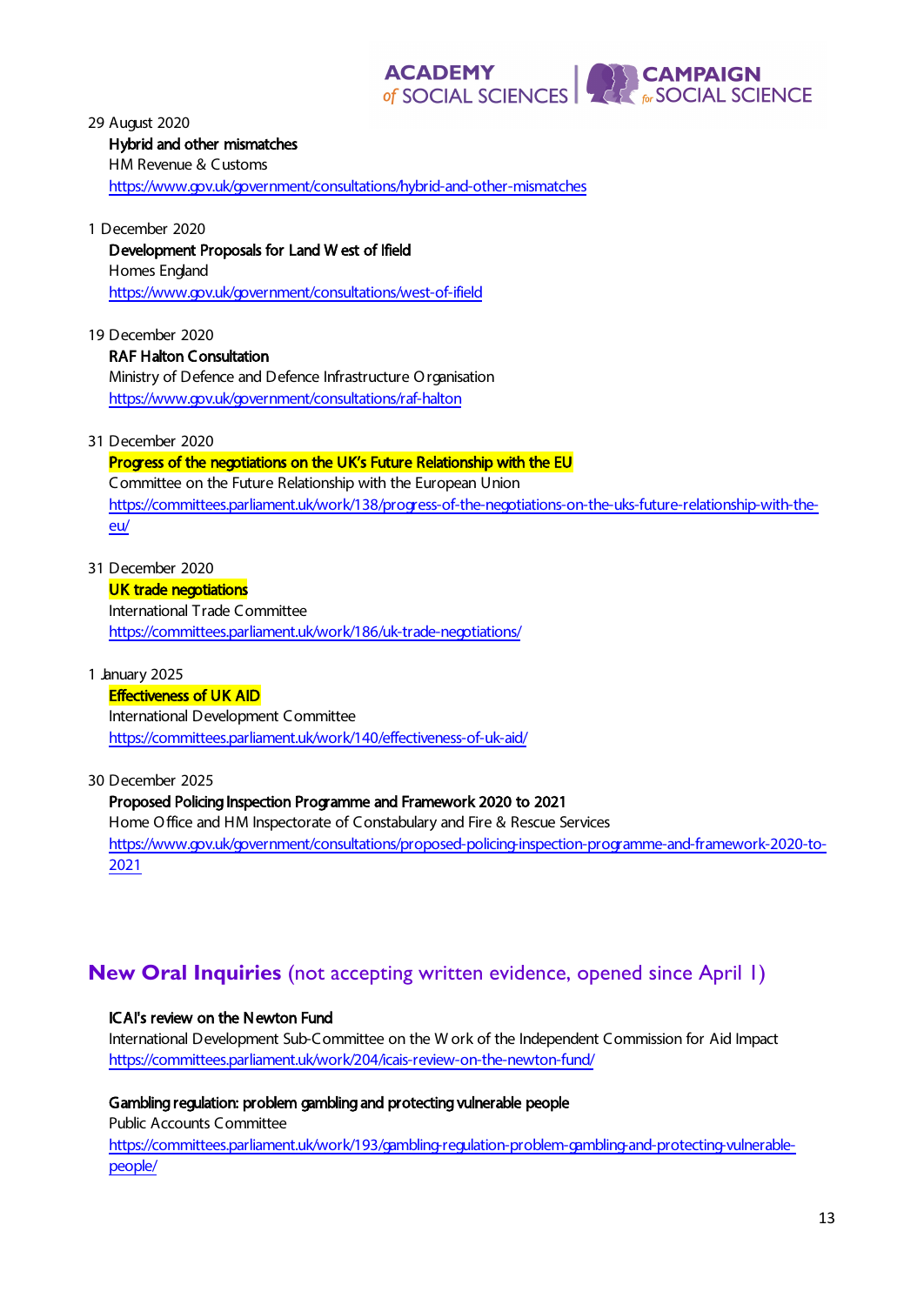29 August 2020

**Hybrid and other mismatches**
HM Revenue & Customs
https://www.gov.uk/government/consultations/hybrid-and-other-mismatches

1 December 2020

**Development Proposals for Land West of Ifield**
Homes England
https://www.gov.uk/government/consultations/west-of-ifield

19 December 2020

**RAF Halton Consultation**
Ministry of Defence and Defence Infrastructure Organisation
https://www.gov.uk/government/consultations/raf-halton

31 December 2020

**Progress of the negotiations on the UK's Future Relationship with the EU**
Committee on the Future Relationship with the European Union
https://committees.parliament.uk/work/138/progress-of-the-negotiations-on-the-uks-future-relationship-with-the-eu/

31 December 2020

**UK trade negotiations**
International Trade Committee
https://committees.parliament.uk/work/186/uk-trade-negotiations/

1 January 2025

**Effectiveness of UK AID**
International Development Committee
https://committees.parliament.uk/work/140/effectiveness-of-uk-aid/

30 December 2025

**Proposed Policing Inspection Programme and Framework 2020 to 2021**
Home Office and HM Inspectorate of Constabulary and Fire & Rescue Services
https://www.gov.uk/government/consultations/proposed-policing-inspection-programme-and-framework-2020-to-2021

## **New Oral Inquiries** (not accepting written evidence, opened since April 1)

**ICAI's review on the Newton Fund**
International Development Sub-Committee on the Work of the Independent Commission for Aid Impact
https://committees.parliament.uk/work/204/icais-review-on-the-newton-fund/

**Gambling regulation: problem gambling and protecting vulnerable people**
Public Accounts Committee
https://committees.parliament.uk/work/193/gambling-regulation-problem-gambling-and-protecting-vulnerable-people/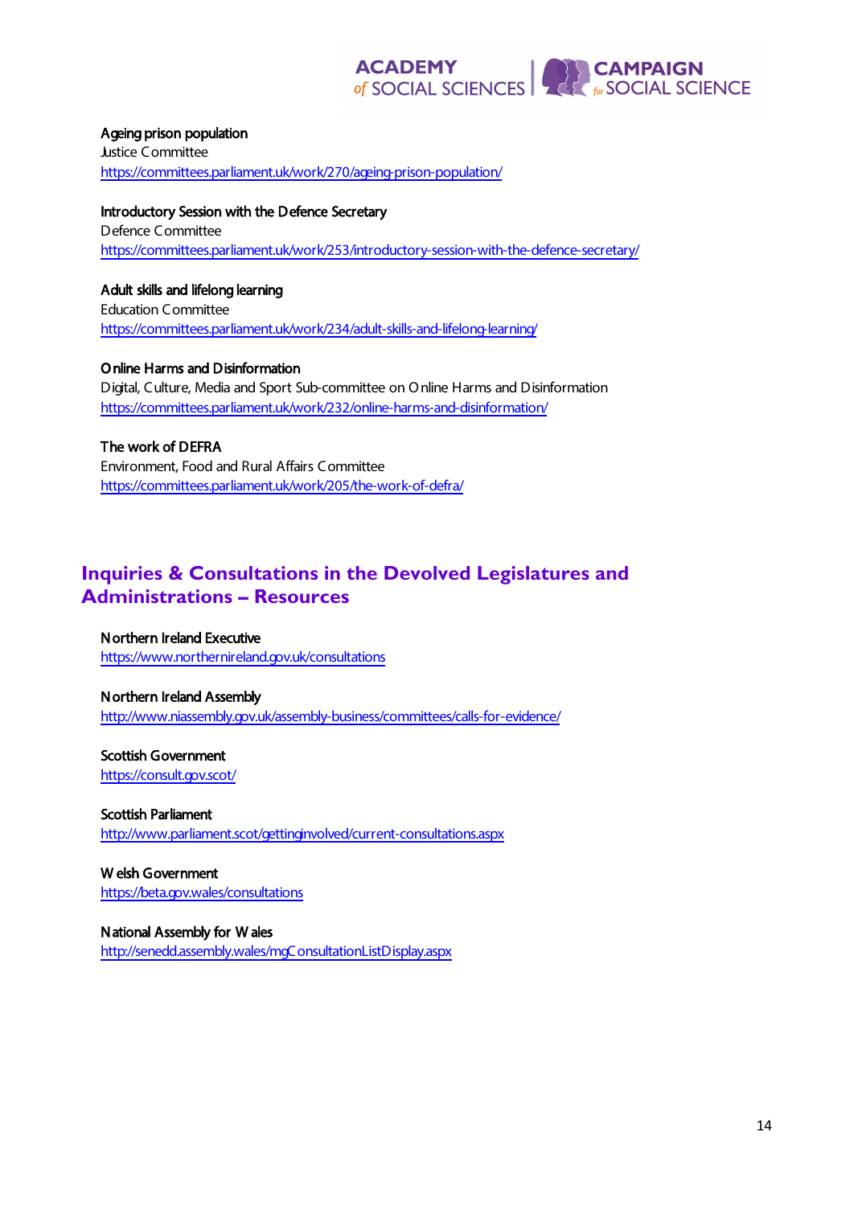**Ageing prison population**
Justice Committee
https://committees.parliament.uk/work/270/ageing-prison-population/

**Introductory Session with the Defence Secretary**
Defence Committee
https://committees.parliament.uk/work/253/introductory-session-with-the-defence-secretary/

**Adult skills and lifelong learning**
Education Committee
https://committees.parliament.uk/work/234/adult-skills-and-lifelong-learning/

**Online Harms and Disinformation**
Digital, Culture, Media and Sport Sub-committee on Online Harms and Disinformation
https://committees.parliament.uk/work/232/online-harms-and-disinformation/

**The work of DEFRA**
Environment, Food and Rural Affairs Committee
https://committees.parliament.uk/work/205/the-work-of-defra/

## Inquiries & Consultations in the Devolved Legislatures and Administrations – Resources

**Northern Ireland Executive**
https://www.northernireland.gov.uk/consultations

**Northern Ireland Assembly**
http://www.niassembly.gov.uk/assembly-business/committees/calls-for-evidence/

**Scottish Government**
https://consult.gov.scot/

**Scottish Parliament**
http://www.parliament.scot/gettinginvolved/current-consultations.aspx

**Welsh Government**
https://beta.gov.wales/consultations

**National Assembly for Wales**
http://senedd.assembly.wales/mgConsultationListDisplay.aspx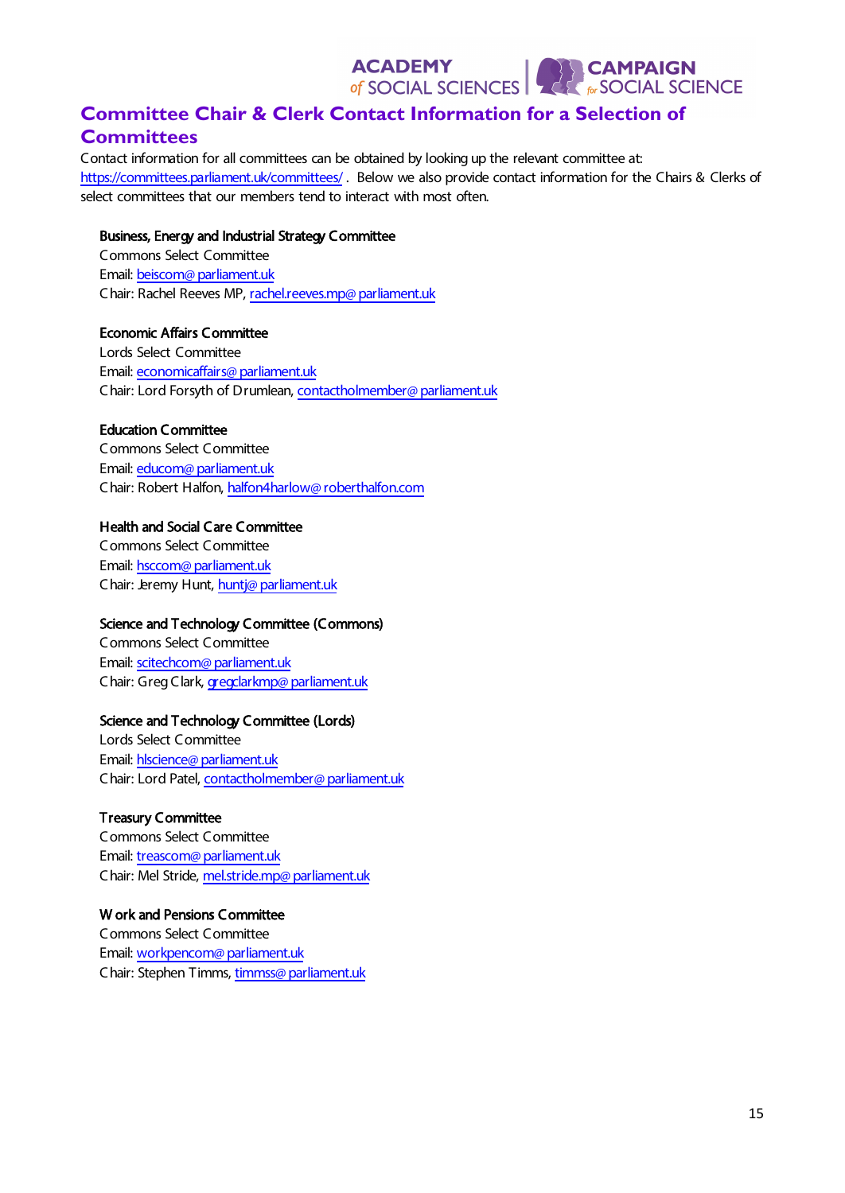# Committee Chair & Clerk Contact Information for a Selection of Committees

Contact information for all committees can be obtained by looking up the relevant committee at: https://committees.parliament.uk/committees/ . Below we also provide contact information for the Chairs & Clerks of select committees that our members tend to interact with most often.

**Business, Energy and Industrial Strategy Committee**
Commons Select Committee
Email: beiscom@parliament.uk
Chair: Rachel Reeves MP, rachel.reeves.mp@parliament.uk

**Economic Affairs Committee**
Lords Select Committee
Email: economicaffairs@parliament.uk
Chair: Lord Forsyth of Drumlean, contactholmember@parliament.uk

**Education Committee**
Commons Select Committee
Email: educom@parliament.uk
Chair: Robert Halfon, halfon4harlow@roberthalfon.com

**Health and Social Care Committee**
Commons Select Committee
Email: hsccom@parliament.uk
Chair: Jeremy Hunt, huntj@parliament.uk

**Science and Technology Committee (Commons)**
Commons Select Committee
Email: scitechcom@parliament.uk
Chair: Greg Clark, gregclarkmp@parliament.uk

**Science and Technology Committee (Lords)**
Lords Select Committee
Email: hlscience@parliament.uk
Chair: Lord Patel, contactholmember@parliament.uk

**Treasury Committee**
Commons Select Committee
Email: treascom@parliament.uk
Chair: Mel Stride, mel.stride.mp@parliament.uk

**Work and Pensions Committee**
Commons Select Committee
Email: workpencom@parliament.uk
Chair: Stephen Timms, timmss@parliament.uk